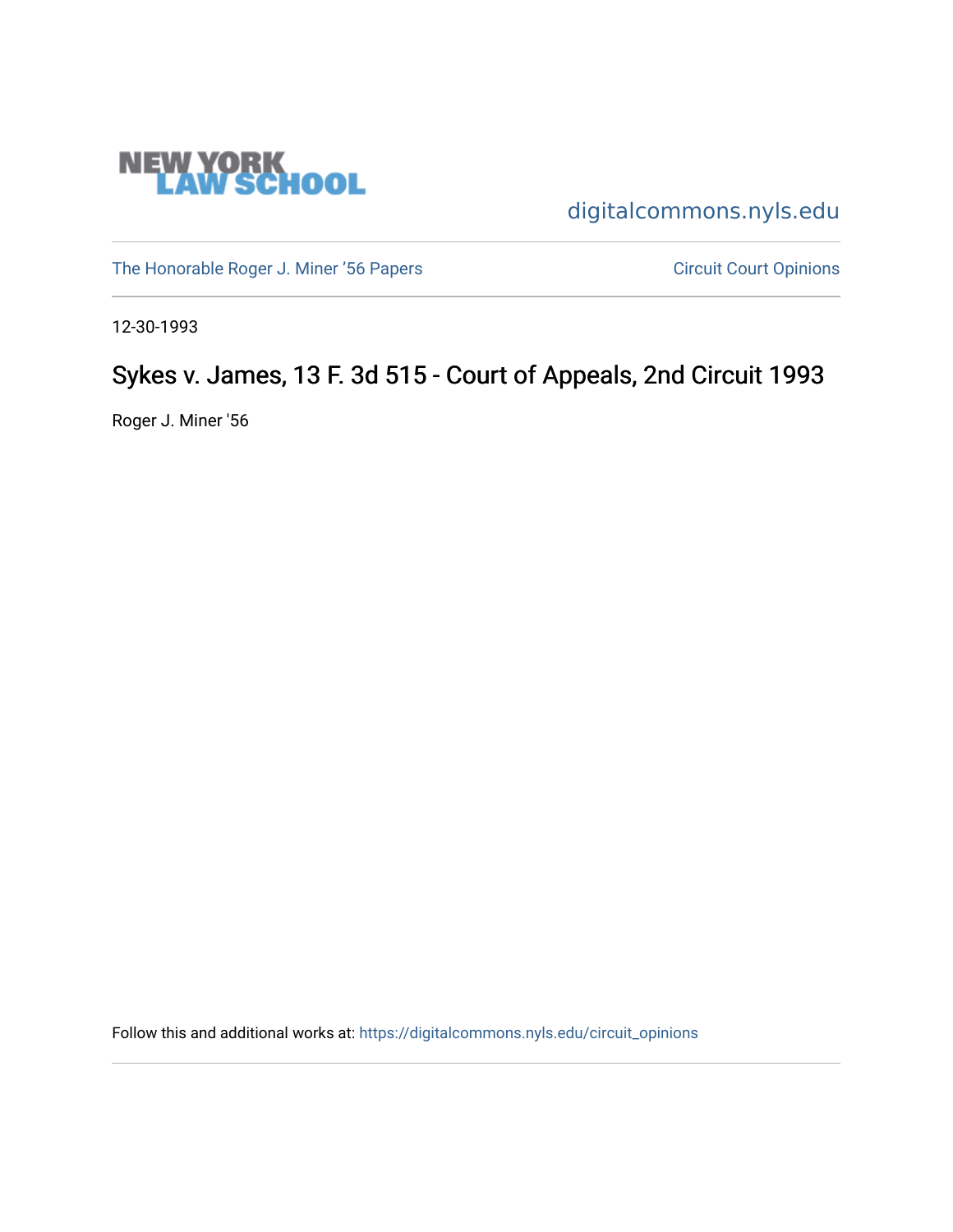NEW YORK LAW SCHOOL

digitalcommons.nyls.edu

The Honorable Roger J. Miner '56 Papers

Circuit Court Opinions

12-30-1993

# Sykes v. James, 13 F. 3d 515 - Court of Appeals, 2nd Circuit 1993

Roger J. Miner '56

Follow this and additional works at: https://digitalcommons.nyls.edu/circuit_opinions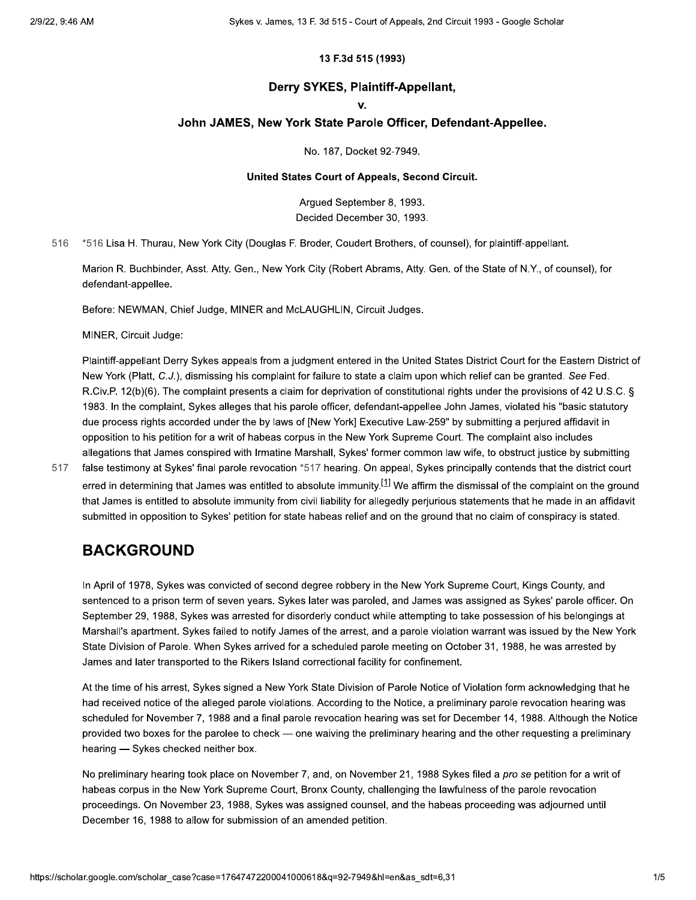**13 F.3d 515 (1993)**

**Derry SYKES, Plaintiff-Appellant,**

**v.**

**John JAMES, New York State Parole Officer, Defendant-Appellee.**

No. 187, Docket 92-7949.

**United States Court of Appeals, Second Circuit.**

Argued September 8, 1993.
Decided December 30, 1993.

516 *516 Lisa H. Thurau, New York City (Douglas F. Broder, Coudert Brothers, of counsel), for plaintiff-appellant.

Marion R. Buchbinder, Asst. Atty. Gen., New York City (Robert Abrams, Atty. Gen. of the State of N.Y., of counsel), for defendant-appellee.

Before: NEWMAN, Chief Judge, MINER and McLAUGHLIN, Circuit Judges.

MINER, Circuit Judge:

Plaintiff-appellant Derry Sykes appeals from a judgment entered in the United States District Court for the Eastern District of New York (Platt, *C.J.*), dismissing his complaint for failure to state a claim upon which relief can be granted. *See* Fed. R.Civ.P. 12(b)(6). The complaint presents a claim for deprivation of constitutional rights under the provisions of 42 U.S.C. § 1983. In the complaint, Sykes alleges that his parole officer, defendant-appellee John James, violated his "basic statutory due process rights accorded under the by laws of [New York] Executive Law-259" by submitting a perjured affidavit in opposition to his petition for a writ of habeas corpus in the New York Supreme Court. The complaint also includes allegations that James conspired with Irmatine Marshall, Sykes' former common law wife, to obstruct justice by submitting false testimony at Sykes' final parole revocation *517 hearing. On appeal, Sykes principally contends that the district court erred in determining that James was entitled to absolute immunity.[1] We affirm the dismissal of the complaint on the ground that James is entitled to absolute immunity from civil liability for allegedly perjurious statements that he made in an affidavit submitted in opposition to Sykes' petition for state habeas relief and on the ground that no claim of conspiracy is stated.

## BACKGROUND

In April of 1978, Sykes was convicted of second degree robbery in the New York Supreme Court, Kings County, and sentenced to a prison term of seven years. Sykes later was paroled, and James was assigned as Sykes' parole officer. On September 29, 1988, Sykes was arrested for disorderly conduct while attempting to take possession of his belongings at Marshall's apartment. Sykes failed to notify James of the arrest, and a parole violation warrant was issued by the New York State Division of Parole. When Sykes arrived for a scheduled parole meeting on October 31, 1988, he was arrested by James and later transported to the Rikers Island correctional facility for confinement.

At the time of his arrest, Sykes signed a New York State Division of Parole Notice of Violation form acknowledging that he had received notice of the alleged parole violations. According to the Notice, a preliminary parole revocation hearing was scheduled for November 7, 1988 and a final parole revocation hearing was set for December 14, 1988. Although the Notice provided two boxes for the parolee to check — one waiving the preliminary hearing and the other requesting a preliminary hearing — Sykes checked neither box.

No preliminary hearing took place on November 7, and, on November 21, 1988 Sykes filed a *pro se* petition for a writ of habeas corpus in the New York Supreme Court, Bronx County, challenging the lawfulness of the parole revocation proceedings. On November 23, 1988, Sykes was assigned counsel, and the habeas proceeding was adjourned until December 16, 1988 to allow for submission of an amended petition.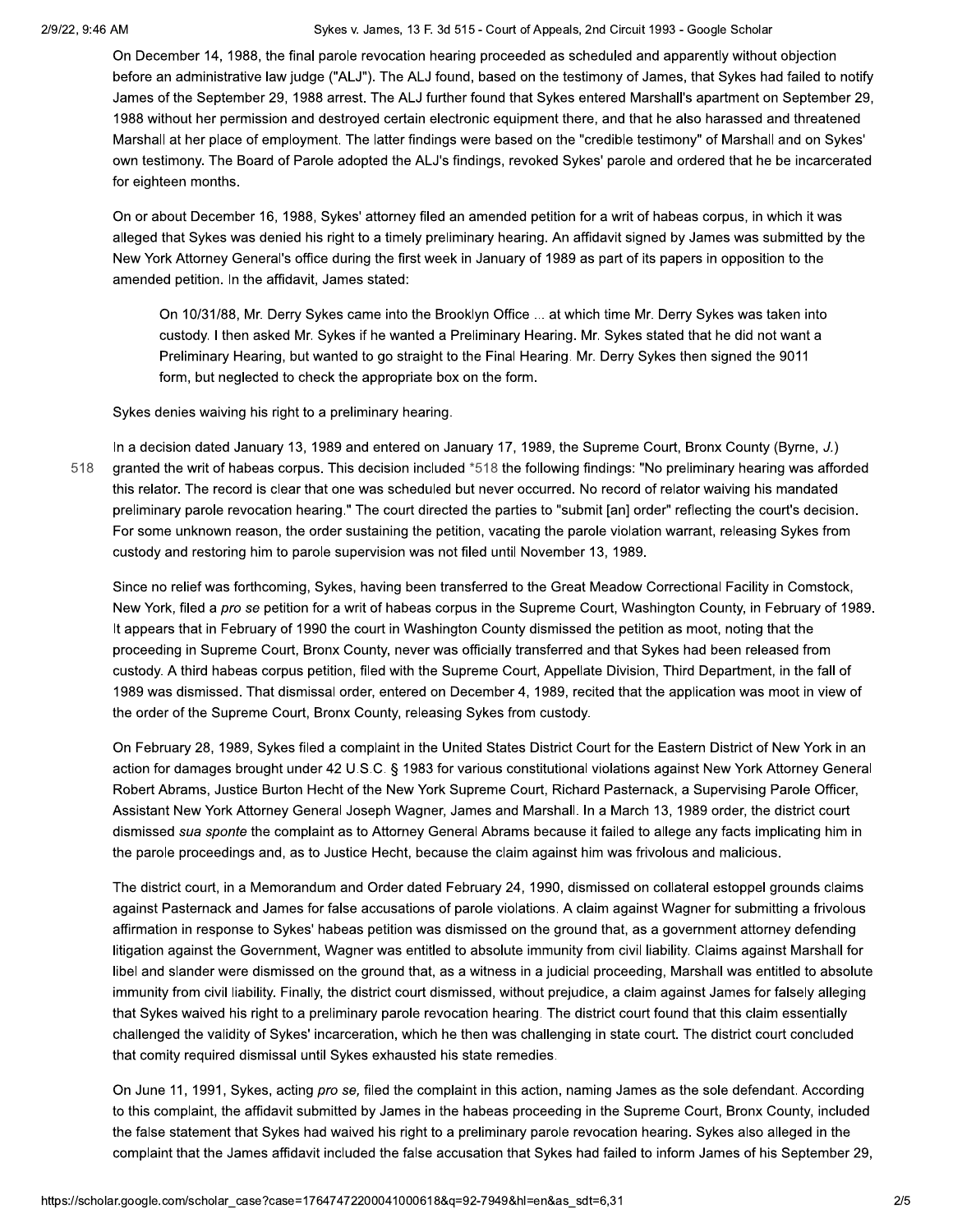On December 14, 1988, the final parole revocation hearing proceeded as scheduled and apparently without objection before an administrative law judge ("ALJ"). The ALJ found, based on the testimony of James, that Sykes had failed to notify James of the September 29, 1988 arrest. The ALJ further found that Sykes entered Marshall's apartment on September 29, 1988 without her permission and destroyed certain electronic equipment there, and that he also harassed and threatened Marshall at her place of employment. The latter findings were based on the "credible testimony" of Marshall and on Sykes' own testimony. The Board of Parole adopted the ALJ's findings, revoked Sykes' parole and ordered that he be incarcerated for eighteen months.

On or about December 16, 1988, Sykes' attorney filed an amended petition for a writ of habeas corpus, in which it was alleged that Sykes was denied his right to a timely preliminary hearing. An affidavit signed by James was submitted by the New York Attorney General's office during the first week in January of 1989 as part of its papers in opposition to the amended petition. In the affidavit, James stated:

> On 10/31/88, Mr. Derry Sykes came into the Brooklyn Office ... at which time Mr. Derry Sykes was taken into custody. I then asked Mr. Sykes if he wanted a Preliminary Hearing. Mr. Sykes stated that he did not want a Preliminary Hearing, but wanted to go straight to the Final Hearing. Mr. Derry Sykes then signed the 9011 form, but neglected to check the appropriate box on the form.

Sykes denies waiving his right to a preliminary hearing.

In a decision dated January 13, 1989 and entered on January 17, 1989, the Supreme Court, Bronx County (Byrne, *J.*) granted the writ of habeas corpus. This decision included *518 the following findings: "No preliminary hearing was afforded this relator. The record is clear that one was scheduled but never occurred. No record of relator waiving his mandated preliminary parole revocation hearing." The court directed the parties to "submit [an] order" reflecting the court's decision. For some unknown reason, the order sustaining the petition, vacating the parole violation warrant, releasing Sykes from custody and restoring him to parole supervision was not filed until November 13, 1989.

Since no relief was forthcoming, Sykes, having been transferred to the Great Meadow Correctional Facility in Comstock, New York, filed a *pro se* petition for a writ of habeas corpus in the Supreme Court, Washington County, in February of 1989. It appears that in February of 1990 the court in Washington County dismissed the petition as moot, noting that the proceeding in Supreme Court, Bronx County, never was officially transferred and that Sykes had been released from custody. A third habeas corpus petition, filed with the Supreme Court, Appellate Division, Third Department, in the fall of 1989 was dismissed. That dismissal order, entered on December 4, 1989, recited that the application was moot in view of the order of the Supreme Court, Bronx County, releasing Sykes from custody.

On February 28, 1989, Sykes filed a complaint in the United States District Court for the Eastern District of New York in an action for damages brought under 42 U.S.C. § 1983 for various constitutional violations against New York Attorney General Robert Abrams, Justice Burton Hecht of the New York Supreme Court, Richard Pasternack, a Supervising Parole Officer, Assistant New York Attorney General Joseph Wagner, James and Marshall. In a March 13, 1989 order, the district court dismissed *sua sponte* the complaint as to Attorney General Abrams because it failed to allege any facts implicating him in the parole proceedings and, as to Justice Hecht, because the claim against him was frivolous and malicious.

The district court, in a Memorandum and Order dated February 24, 1990, dismissed on collateral estoppel grounds claims against Pasternack and James for false accusations of parole violations. A claim against Wagner for submitting a frivolous affirmation in response to Sykes' habeas petition was dismissed on the ground that, as a government attorney defending litigation against the Government, Wagner was entitled to absolute immunity from civil liability. Claims against Marshall for libel and slander were dismissed on the ground that, as a witness in a judicial proceeding, Marshall was entitled to absolute immunity from civil liability. Finally, the district court dismissed, without prejudice, a claim against James for falsely alleging that Sykes waived his right to a preliminary parole revocation hearing. The district court found that this claim essentially challenged the validity of Sykes' incarceration, which he then was challenging in state court. The district court concluded that comity required dismissal until Sykes exhausted his state remedies.

On June 11, 1991, Sykes, acting *pro se,* filed the complaint in this action, naming James as the sole defendant. According to this complaint, the affidavit submitted by James in the habeas proceeding in the Supreme Court, Bronx County, included the false statement that Sykes had waived his right to a preliminary parole revocation hearing. Sykes also alleged in the complaint that the James affidavit included the false accusation that Sykes had failed to inform James of his September 29,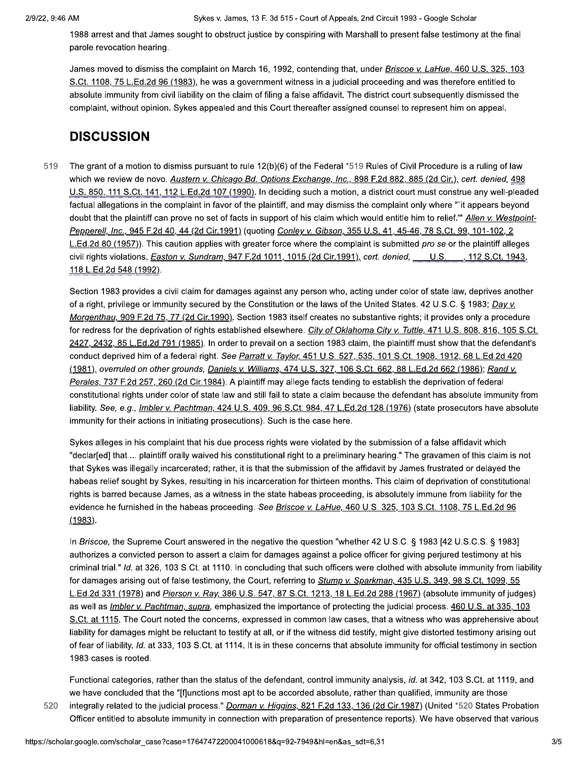1988 arrest and that James sought to obstruct justice by conspiring with Marshall to present false testimony at the final parole revocation hearing.

James moved to dismiss the complaint on March 16, 1992, contending that, under *Briscoe v. LaHue,* 460 U.S. 325, 103 S.Ct. 1108, 75 L.Ed.2d 96 (1983), he was a government witness in a judicial proceeding and was therefore entitled to absolute immunity from civil liability on the claim of filing a false affidavit. The district court subsequently dismissed the complaint, without opinion. Sykes appealed and this Court thereafter assigned counsel to represent him on appeal.

## DISCUSSION

The grant of a motion to dismiss pursuant to rule 12(b)(6) of the Federal *519 Rules of Civil Procedure is a ruling of law which we review de novo. *Austern v. Chicago Bd. Options Exchange, Inc.,* 898 F.2d 882, 885 (2d Cir.), *cert. denied,* 498 U.S. 850, 111 S.Ct. 141, 112 L.Ed.2d 107 (1990). In deciding such a motion, a district court must construe any well-pleaded factual allegations in the complaint in favor of the plaintiff, and may dismiss the complaint only where "`it appears beyond doubt that the plaintiff can prove no set of facts in support of his claim which would entitle him to relief.'" *Allen v. Westpoint-Pepperell, Inc.,* 945 F.2d 40, 44 (2d Cir.1991) (quoting *Conley v. Gibson,* 355 U.S. 41, 45-46, 78 S.Ct. 99, 101-102, 2 L.Ed.2d 80 (1957)). This caution applies with greater force where the complaint is submitted *pro se* or the plaintiff alleges civil rights violations. *Easton v. Sundram,* 947 F.2d 1011, 1015 (2d Cir.1991), *cert. denied,* ___ U.S. ___, 112 S.Ct. 1943, 118 L.Ed.2d 548 (1992).

Section 1983 provides a civil claim for damages against any person who, acting under color of state law, deprives another of a right, privilege or immunity secured by the Constitution or the laws of the United States. 42 U.S.C. § 1983; *Day v. Morgenthau,* 909 F.2d 75, 77 (2d Cir.1990). Section 1983 itself creates no substantive rights; it provides only a procedure for redress for the deprivation of rights established elsewhere. *City of Oklahoma City v. Tuttle,* 471 U.S. 808, 816, 105 S.Ct. 2427, 2432, 85 L.Ed.2d 791 (1985). In order to prevail on a section 1983 claim, the plaintiff must show that the defendant's conduct deprived him of a federal right. *See Parratt v. Taylor,* 451 U.S. 527, 535, 101 S.Ct. 1908, 1912, 68 L.Ed.2d 420 (1981), *overruled on other grounds, Daniels v. Williams,* 474 U.S. 327, 106 S.Ct. 662, 88 L.Ed.2d 662 (1986); *Rand v. Perales,* 737 F.2d 257, 260 (2d Cir.1984). A plaintiff may allege facts tending to establish the deprivation of federal constitutional rights under color of state law and still fail to state a claim because the defendant has absolute immunity from liability. *See, e.g., Imbler v. Pachtman,* 424 U.S. 409, 96 S.Ct. 984, 47 L.Ed.2d 128 (1976) (state prosecutors have absolute immunity for their actions in initiating prosecutions). Such is the case here.

Sykes alleges in his complaint that his due process rights were violated by the submission of a false affidavit which "declar[ed] that ... plaintiff orally waived his constitutional right to a preliminary hearing." The gravamen of this claim is not that Sykes was illegally incarcerated; rather, it is that the submission of the affidavit by James frustrated or delayed the habeas relief sought by Sykes, resulting in his incarceration for thirteen months. This claim of deprivation of constitutional rights is barred because James, as a witness in the state habeas proceeding, is absolutely immune from liability for the evidence he furnished in the habeas proceeding. *See Briscoe v. LaHue,* 460 U.S. 325, 103 S.Ct. 1108, 75 L.Ed.2d 96 (1983).

In *Briscoe,* the Supreme Court answered in the negative the question "whether 42 U.S.C. § 1983 [42 U.S.C.S. § 1983] authorizes a convicted person to assert a claim for damages against a police officer for giving perjured testimony at his criminal trial." *Id.* at 326, 103 S.Ct. at 1110. In concluding that such officers were clothed with absolute immunity from liability for damages arising out of false testimony, the Court, referring to *Stump v. Sparkman,* 435 U.S. 349, 98 S.Ct. 1099, 55 L.Ed.2d 331 (1978) and *Pierson v. Ray,* 386 U.S. 547, 87 S.Ct. 1213, 18 L.Ed.2d 288 (1967) (absolute immunity of judges) as well as *Imbler v. Pachtman, supra,* emphasized the importance of protecting the judicial process. 460 U.S. at 335, 103 S.Ct. at 1115. The Court noted the concerns, expressed in common law cases, that a witness who was apprehensive about liability for damages might be reluctant to testify at all, or if the witness did testify, might give distorted testimony arising out of fear of liability. *Id.* at 333, 103 S.Ct. at 1114. It is in these concerns that absolute immunity for official testimony in section 1983 cases is rooted.

Functional categories, rather than the status of the defendant, control immunity analysis, *id.* at 342, 103 S.Ct. at 1119, and we have concluded that the "[f]unctions most apt to be accorded absolute, rather than qualified, immunity are those integrally related to the judicial process." *Dorman v. Higgins,* 821 F.2d 133, 136 (2d Cir.1987) (United *520 States Probation Officer entitled to absolute immunity in connection with preparation of presentence reports). We have observed that various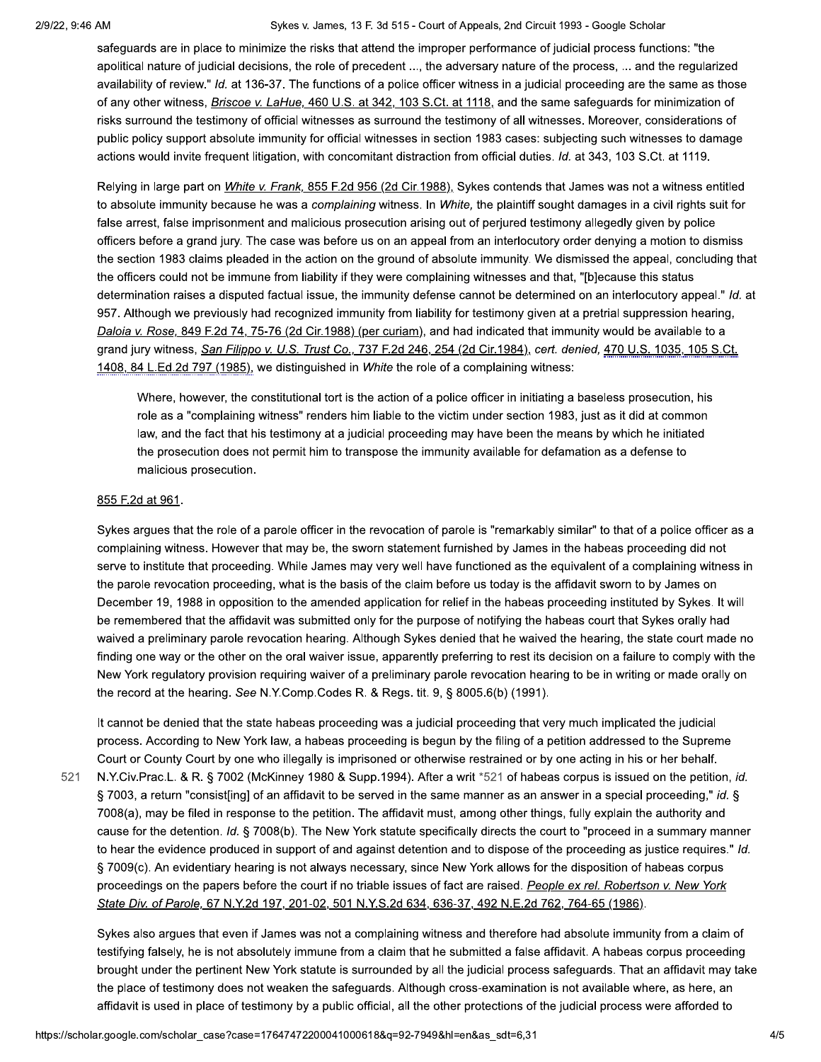safeguards are in place to minimize the risks that attend the improper performance of judicial process functions: "the apolitical nature of judicial decisions, the role of precedent ..., the adversary nature of the process, ... and the regularized availability of review." *Id.* at 136-37. The functions of a police officer witness in a judicial proceeding are the same as those of any other witness, Briscoe v. LaHue, 460 U.S. at 342, 103 S.Ct. at 1118, and the same safeguards for minimization of risks surround the testimony of official witnesses as surround the testimony of all witnesses. Moreover, considerations of public policy support absolute immunity for official witnesses in section 1983 cases: subjecting such witnesses to damage actions would invite frequent litigation, with concomitant distraction from official duties. *Id.* at 343, 103 S.Ct. at 1119.

Relying in large part on *White v. Frank*, 855 F.2d 956 (2d Cir.1988), Sykes contends that James was not a witness entitled to absolute immunity because he was a *complaining* witness. In *White,* the plaintiff sought damages in a civil rights suit for false arrest, false imprisonment and malicious prosecution arising out of perjured testimony allegedly given by police officers before a grand jury. The case was before us on an appeal from an interlocutory order denying a motion to dismiss the section 1983 claims pleaded in the action on the ground of absolute immunity. We dismissed the appeal, concluding that the officers could not be immune from liability if they were complaining witnesses and that, "[b]ecause this status determination raises a disputed factual issue, the immunity defense cannot be determined on an interlocutory appeal." *Id.* at 957. Although we previously had recognized immunity from liability for testimony given at a pretrial suppression hearing, *Daloia v. Rose*, 849 F.2d 74, 75-76 (2d Cir.1988) (per curiam), and had indicated that immunity would be available to a grand jury witness, *San Filippo v. U.S. Trust Co.*, 737 F.2d 246, 254 (2d Cir.1984), *cert. denied,* 470 U.S. 1035, 105 S.Ct. 1408, 84 L.Ed.2d 797 (1985), we distinguished in *White* the role of a complaining witness:

> Where, however, the constitutional tort is the action of a police officer in initiating a baseless prosecution, his role as a "complaining witness" renders him liable to the victim under section 1983, just as it did at common law, and the fact that his testimony at a judicial proceeding may have been the means by which he initiated the prosecution does not permit him to transpose the immunity available for defamation as a defense to malicious prosecution.

855 F.2d at 961.

Sykes argues that the role of a parole officer in the revocation of parole is "remarkably similar" to that of a police officer as a complaining witness. However that may be, the sworn statement furnished by James in the habeas proceeding did not serve to institute that proceeding. While James may very well have functioned as the equivalent of a complaining witness in the parole revocation proceeding, what is the basis of the claim before us today is the affidavit sworn to by James on December 19, 1988 in opposition to the amended application for relief in the habeas proceeding instituted by Sykes. It will be remembered that the affidavit was submitted only for the purpose of notifying the habeas court that Sykes orally had waived a preliminary parole revocation hearing. Although Sykes denied that he waived the hearing, the state court made no finding one way or the other on the oral waiver issue, apparently preferring to rest its decision on a failure to comply with the New York regulatory provision requiring waiver of a preliminary parole revocation hearing to be in writing or made orally on the record at the hearing. *See* N.Y.Comp.Codes R. & Regs. tit. 9, § 8005.6(b) (1991).

It cannot be denied that the state habeas proceeding was a judicial proceeding that very much implicated the judicial process. According to New York law, a habeas proceeding is begun by the filing of a petition addressed to the Supreme Court or County Court by one who illegally is imprisoned or otherwise restrained or by one acting in his or her behalf. N.Y.Civ.Prac.L. & R. § 7002 (McKinney 1980 & Supp.1994). After a writ *521 of habeas corpus is issued on the petition, *id.* § 7003, a return "consist[ing] of an affidavit to be served in the same manner as an answer in a special proceeding," *id.* § 7008(a), may be filed in response to the petition. The affidavit must, among other things, fully explain the authority and cause for the detention. *Id.* § 7008(b). The New York statute specifically directs the court to "proceed in a summary manner to hear the evidence produced in support of and against detention and to dispose of the proceeding as justice requires." *Id.* § 7009(c). An evidentiary hearing is not always necessary, since New York allows for the disposition of habeas corpus proceedings on the papers before the court if no triable issues of fact are raised. *People ex rel. Robertson v. New York State Div. of Parole*, 67 N.Y.2d 197, 201-02, 501 N.Y.S.2d 634, 636-37, 492 N.E.2d 762, 764-65 (1986).

Sykes also argues that even if James was not a complaining witness and therefore had absolute immunity from a claim of testifying falsely, he is not absolutely immune from a claim that he submitted a false affidavit. A habeas corpus proceeding brought under the pertinent New York statute is surrounded by all the judicial process safeguards. That an affidavit may take the place of testimony does not weaken the safeguards. Although cross-examination is not available where, as here, an affidavit is used in place of testimony by a public official, all the other protections of the judicial process were afforded to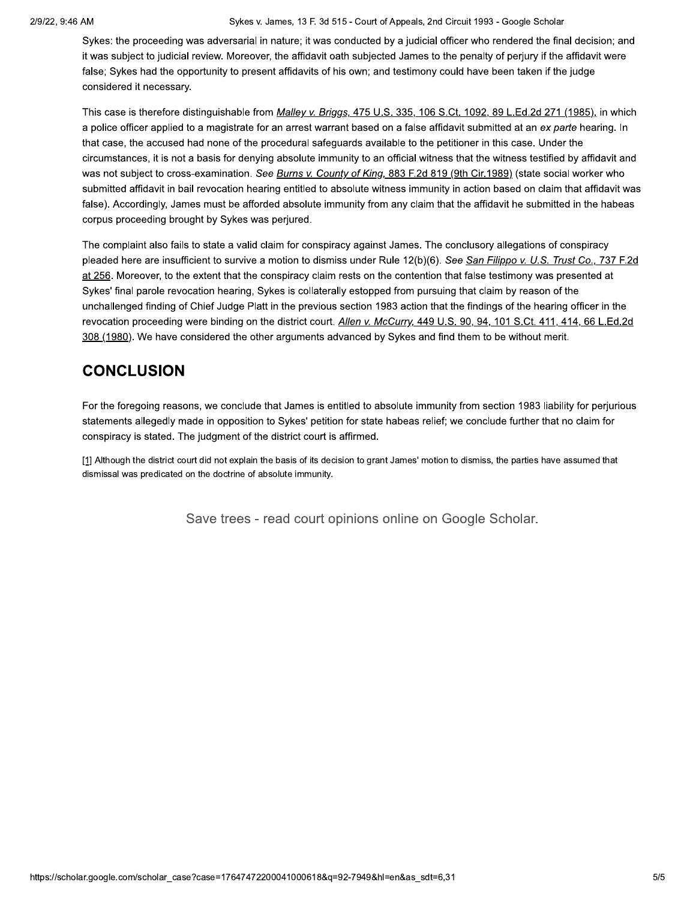Sykes: the proceeding was adversarial in nature; it was conducted by a judicial officer who rendered the final decision; and it was subject to judicial review. Moreover, the affidavit oath subjected James to the penalty of perjury if the affidavit were false; Sykes had the opportunity to present affidavits of his own; and testimony could have been taken if the judge considered it necessary.

This case is therefore distinguishable from *Malley v. Briggs,* 475 U.S. 335, 106 S.Ct. 1092, 89 L.Ed.2d 271 (1985), in which a police officer applied to a magistrate for an arrest warrant based on a false affidavit submitted at an *ex parte* hearing. In that case, the accused had none of the procedural safeguards available to the petitioner in this case. Under the circumstances, it is not a basis for denying absolute immunity to an official witness that the witness testified by affidavit and was not subject to cross-examination. *See* *Burns v. County of King,* 883 F.2d 819 (9th Cir.1989) (state social worker who submitted affidavit in bail revocation hearing entitled to absolute witness immunity in action based on claim that affidavit was false). Accordingly, James must be afforded absolute immunity from any claim that the affidavit he submitted in the habeas corpus proceeding brought by Sykes was perjured.

The complaint also fails to state a valid claim for conspiracy against James. The conclusory allegations of conspiracy pleaded here are insufficient to survive a motion to dismiss under Rule 12(b)(6). *See* *San Filippo v. U.S. Trust Co.,* 737 F.2d at 256. Moreover, to the extent that the conspiracy claim rests on the contention that false testimony was presented at Sykes' final parole revocation hearing, Sykes is collaterally estopped from pursuing that claim by reason of the unchallenged finding of Chief Judge Platt in the previous section 1983 action that the findings of the hearing officer in the revocation proceeding were binding on the district court. *Allen v. McCurry,* 449 U.S. 90, 94, 101 S.Ct. 411, 414, 66 L.Ed.2d 308 (1980). We have considered the other arguments advanced by Sykes and find them to be without merit.

## CONCLUSION

For the foregoing reasons, we conclude that James is entitled to absolute immunity from section 1983 liability for perjurious statements allegedly made in opposition to Sykes' petition for state habeas relief; we conclude further that no claim for conspiracy is stated. The judgment of the district court is affirmed.

[1] Although the district court did not explain the basis of its decision to grant James' motion to dismiss, the parties have assumed that dismissal was predicated on the doctrine of absolute immunity.

Save trees - read court opinions online on Google Scholar.